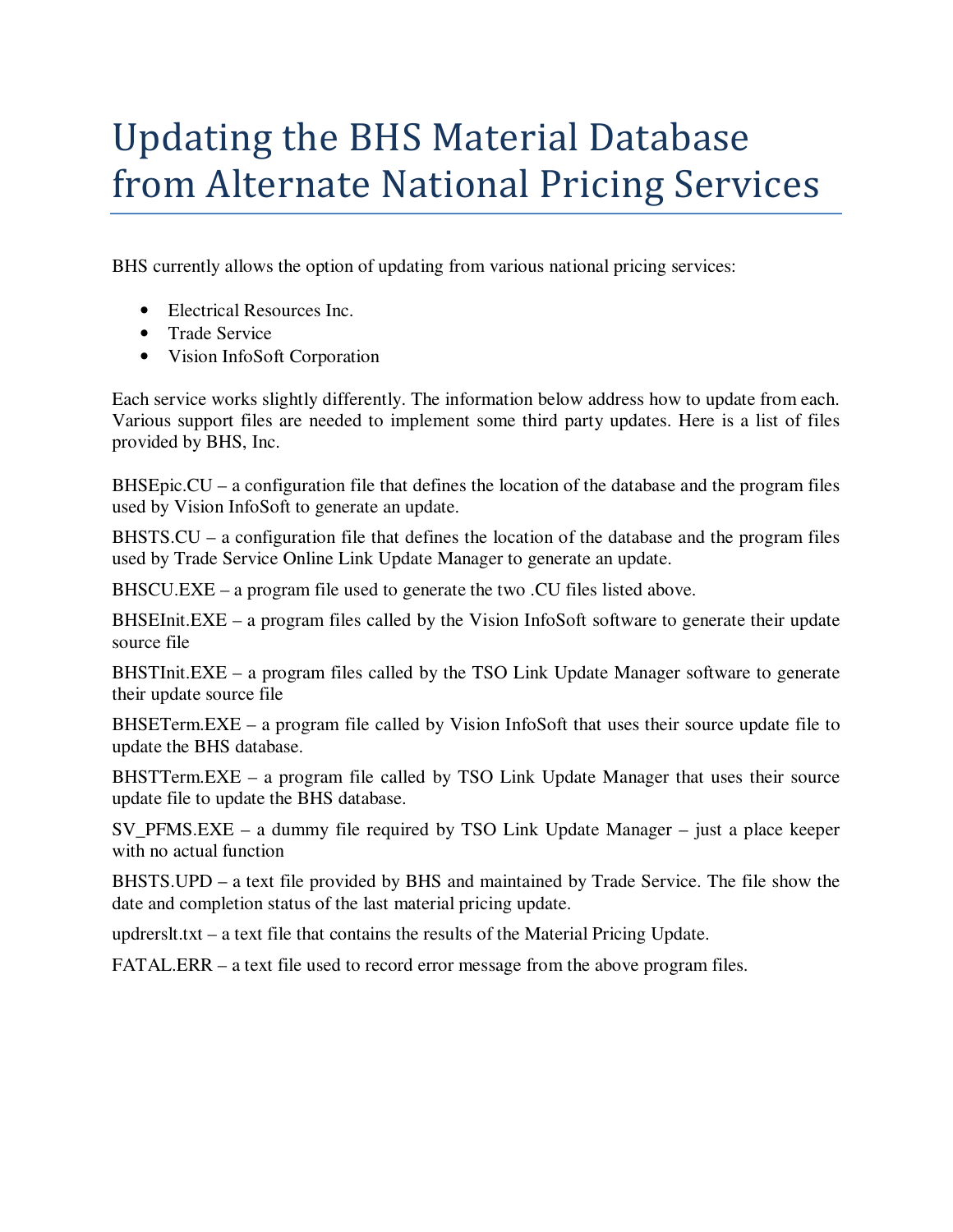# Updating the BHS Material Database from Alternate National Pricing Services

BHS currently allows the option of updating from various national pricing services:

- Electrical Resources Inc.
- Trade Service
- Vision InfoSoft Corporation

Each service works slightly differently. The information below address how to update from each. Various support files are needed to implement some third party updates. Here is a list of files provided by BHS, Inc.

BHSEpic.CU – a configuration file that defines the location of the database and the program files used by Vision InfoSoft to generate an update.

BHSTS.CU – a configuration file that defines the location of the database and the program files used by Trade Service Online Link Update Manager to generate an update.

BHSCU.EXE – a program file used to generate the two .CU files listed above.

BHSEInit.EXE – a program files called by the Vision InfoSoft software to generate their update source file

BHSTInit.EXE – a program files called by the TSO Link Update Manager software to generate their update source file

BHSETerm.EXE – a program file called by Vision InfoSoft that uses their source update file to update the BHS database.

BHSTTerm.EXE – a program file called by TSO Link Update Manager that uses their source update file to update the BHS database.

SV_PFMS.EXE – a dummy file required by TSO Link Update Manager – just a place keeper with no actual function

BHSTS.UPD – a text file provided by BHS and maintained by Trade Service. The file show the date and completion status of the last material pricing update.

updrerslt.txt – a text file that contains the results of the Material Pricing Update.

FATAL.ERR – a text file used to record error message from the above program files.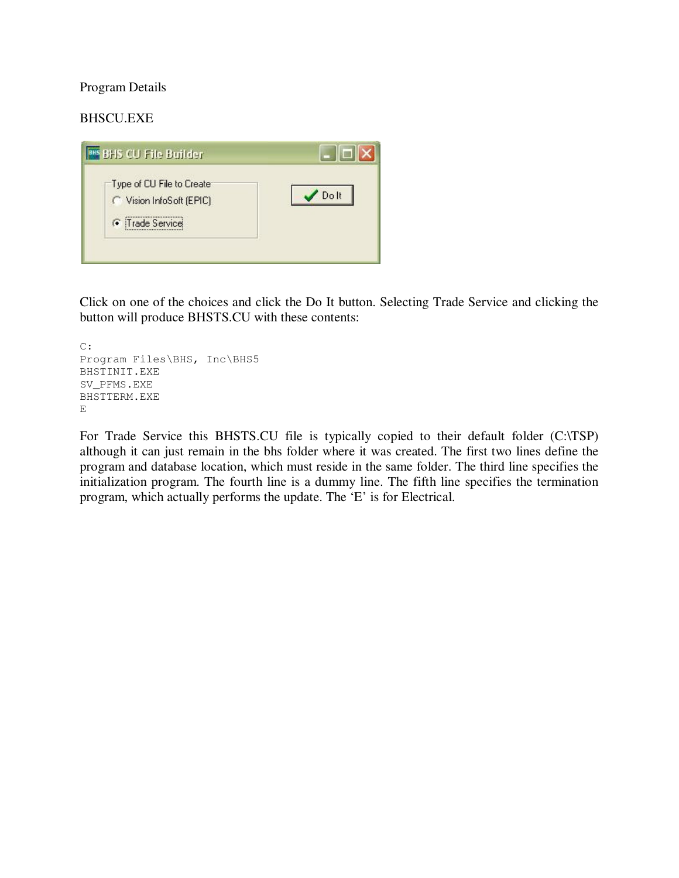Program Details

BHSCU.EXE

Click on one of the choices and click the Do It button. Selecting Trade Service and clicking the button will produce BHSTS.CU with these contents:

```
C:
Program Files\BHS, Inc\BHS5
BHSTINIT.EXE
SV_PFMS.EXE
BHSTTERM.EXE
E
```

For Trade Service this BHSTS.CU file is typically copied to their default folder (C:\TSP) although it can just remain in the bhs folder where it was created. The first two lines define the program and database location, which must reside in the same folder. The third line specifies the initialization program. The fourth line is a dummy line. The fifth line specifies the termination program, which actually performs the update. The 'E' is for Electrical.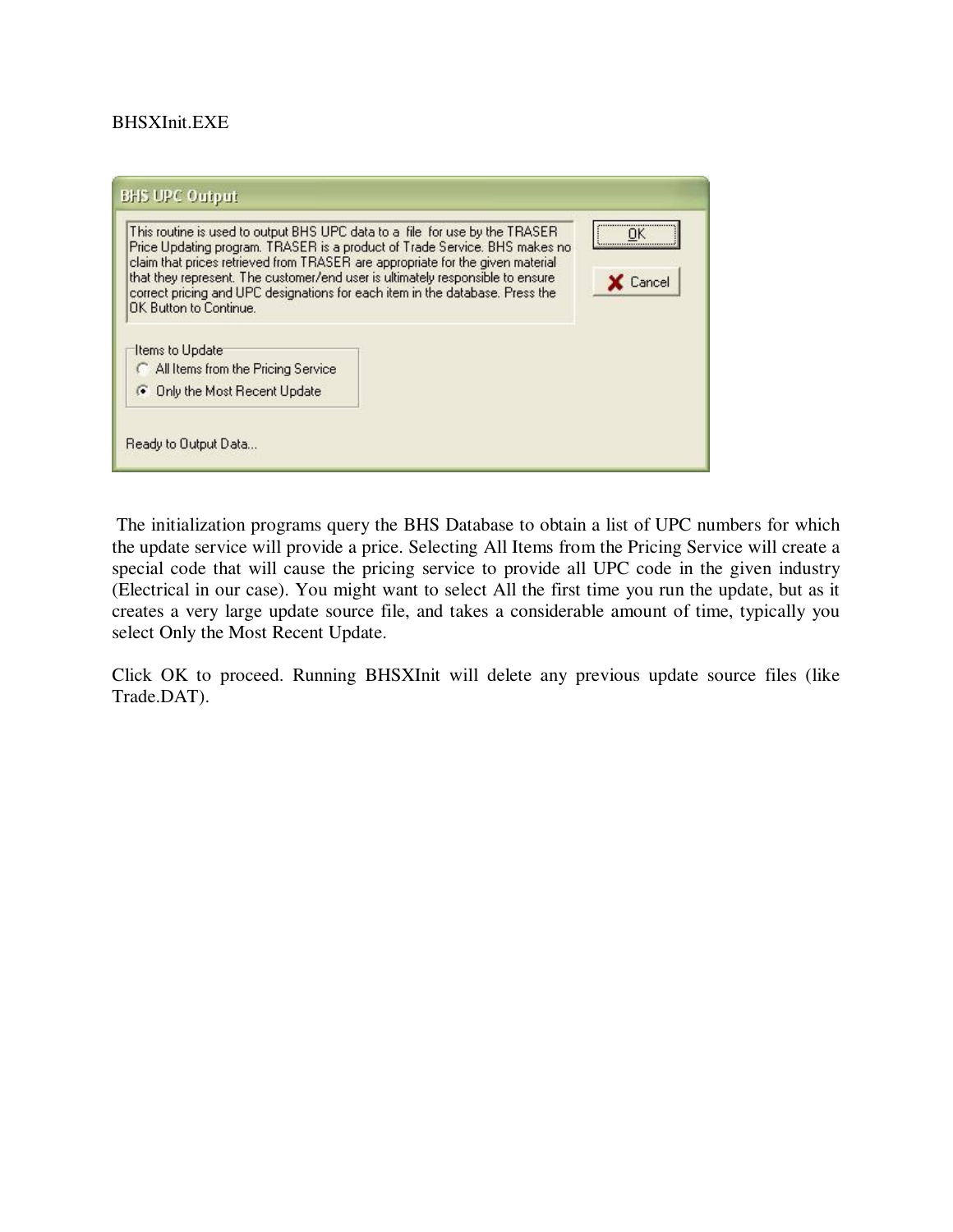BHSXInit.EXE

BHS UPC Output

This routine is used to output BHS UPC data to a file for use by the TRASER Price Updating program. TRASER is a product of Trade Service. BHS makes no claim that prices retrieved from TRASER are appropriate for the given material that they represent. The customer/end user is ultimately responsible to ensure correct pricing and UPC designations for each item in the database. Press the OK Button to Continue.

OK

Cancel

Items to Update

- All Items from the Pricing Service
- Only the Most Recent Update

Ready to Output Data...

The initialization programs query the BHS Database to obtain a list of UPC numbers for which the update service will provide a price. Selecting All Items from the Pricing Service will create a special code that will cause the pricing service to provide all UPC code in the given industry (Electrical in our case). You might want to select All the first time you run the update, but as it creates a very large update source file, and takes a considerable amount of time, typically you select Only the Most Recent Update.

Click OK to proceed. Running BHSXInit will delete any previous update source files (like Trade.DAT).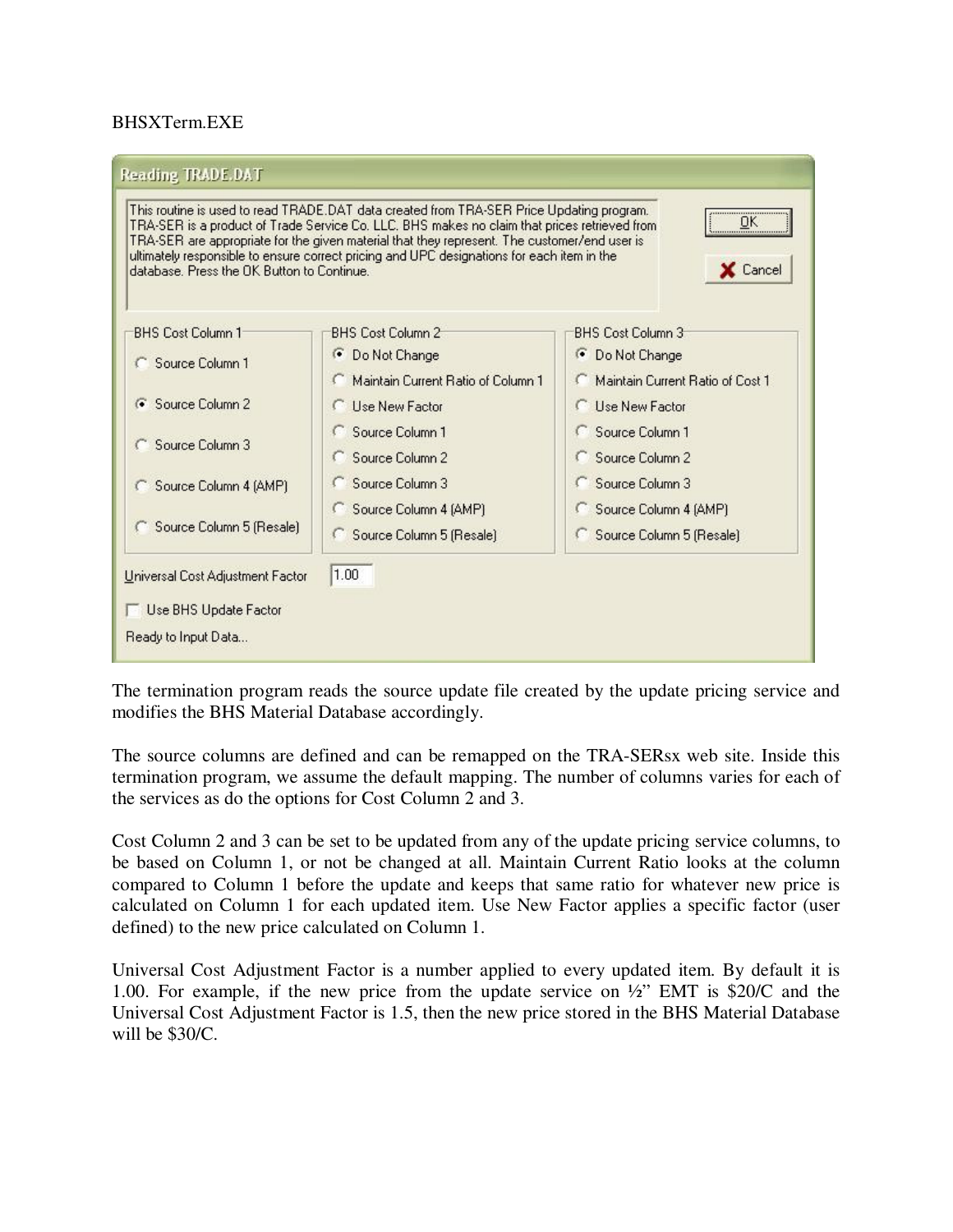BHSXTerm.EXE

**Reading TRADE.DAT**

This routine is used to read TRADE.DAT data created from TRA-SER Price Updating program. TRA-SER is a product of Trade Service Co. LLC. BHS makes no claim that prices retrieved from TRA-SER are appropriate for the given material that they represent. The customer/end user is ultimately responsible to ensure correct pricing and UPC designations for each item in the database. Press the OK Button to Continue.

OK

Cancel

| BHS Cost Column 1 | BHS Cost Column 2 | BHS Cost Column 3 |
|---|---|---|
| ○ Source Column 1 | ● Do Not Change | ● Do Not Change |
| ● Source Column 2 | ○ Maintain Current Ratio of Column 1 | ○ Maintain Current Ratio of Cost 1 |
| ○ Source Column 3 | ○ Use New Factor | ○ Use New Factor |
| ○ Source Column 4 (AMP) | ○ Source Column 1 | ○ Source Column 1 |
| ○ Source Column 5 (Resale) | ○ Source Column 2 | ○ Source Column 2 |
| | ○ Source Column 3 | ○ Source Column 3 |
| | ○ Source Column 4 (AMP) | ○ Source Column 4 (AMP) |
| | ○ Source Column 5 (Resale) | ○ Source Column 5 (Resale) |

Universal Cost Adjustment Factor: 1.00

☐ Use BHS Update Factor

Ready to Input Data...

The termination program reads the source update file created by the update pricing service and modifies the BHS Material Database accordingly.

The source columns are defined and can be remapped on the TRA-SERsx web site. Inside this termination program, we assume the default mapping. The number of columns varies for each of the services as do the options for Cost Column 2 and 3.

Cost Column 2 and 3 can be set to be updated from any of the update pricing service columns, to be based on Column 1, or not be changed at all. Maintain Current Ratio looks at the column compared to Column 1 before the update and keeps that same ratio for whatever new price is calculated on Column 1 for each updated item. Use New Factor applies a specific factor (user defined) to the new price calculated on Column 1.

Universal Cost Adjustment Factor is a number applied to every updated item. By default it is 1.00. For example, if the new price from the update service on ½" EMT is $20/C and the Universal Cost Adjustment Factor is 1.5, then the new price stored in the BHS Material Database will be $30/C.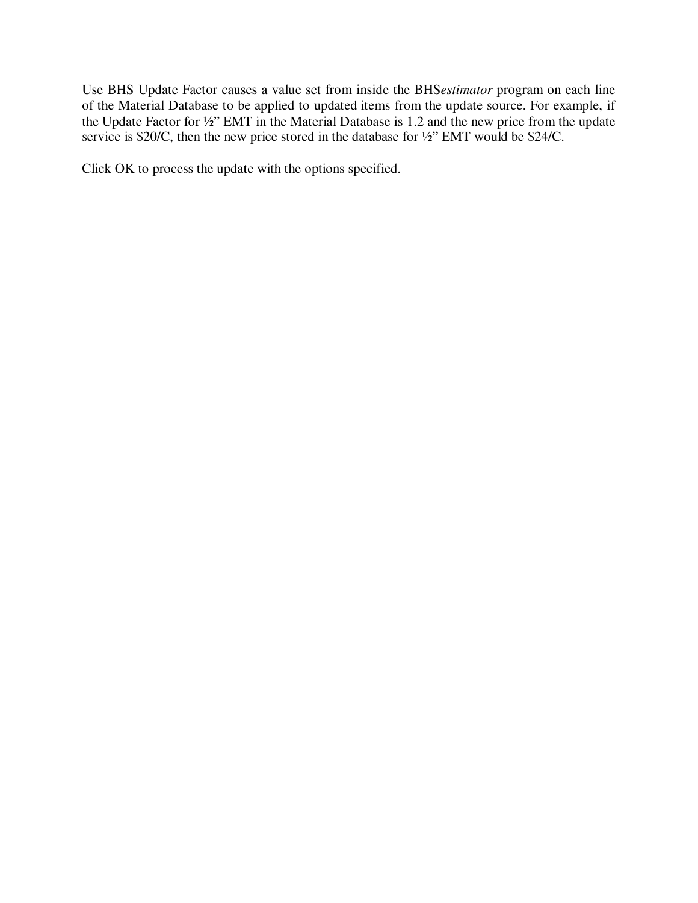Use BHS Update Factor causes a value set from inside the BHS*estimator* program on each line of the Material Database to be applied to updated items from the update source. For example, if the Update Factor for ½" EMT in the Material Database is 1.2 and the new price from the update service is $20/C, then the new price stored in the database for ½" EMT would be $24/C.

Click OK to process the update with the options specified.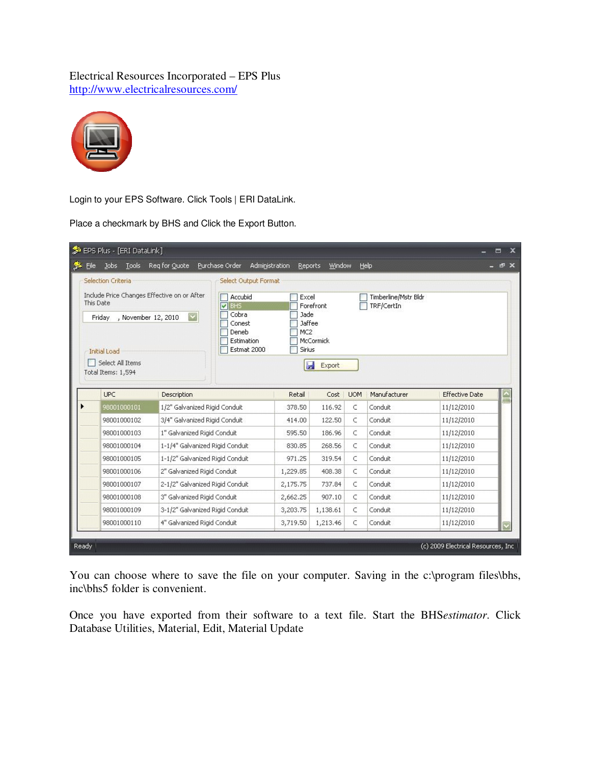Electrical Resources Incorporated – EPS Plus
http://www.electricalresources.com/

Login to your EPS Software. Click Tools | ERI DataLink.

Place a checkmark by BHS and Click the Export Button.

You can choose where to save the file on your computer. Saving in the c:\program files\bhs, inc\bhs5 folder is convenient.

Once you have exported from their software to a text file. Start the BHS*estimator*. Click Database Utilities, Material, Edit, Material Update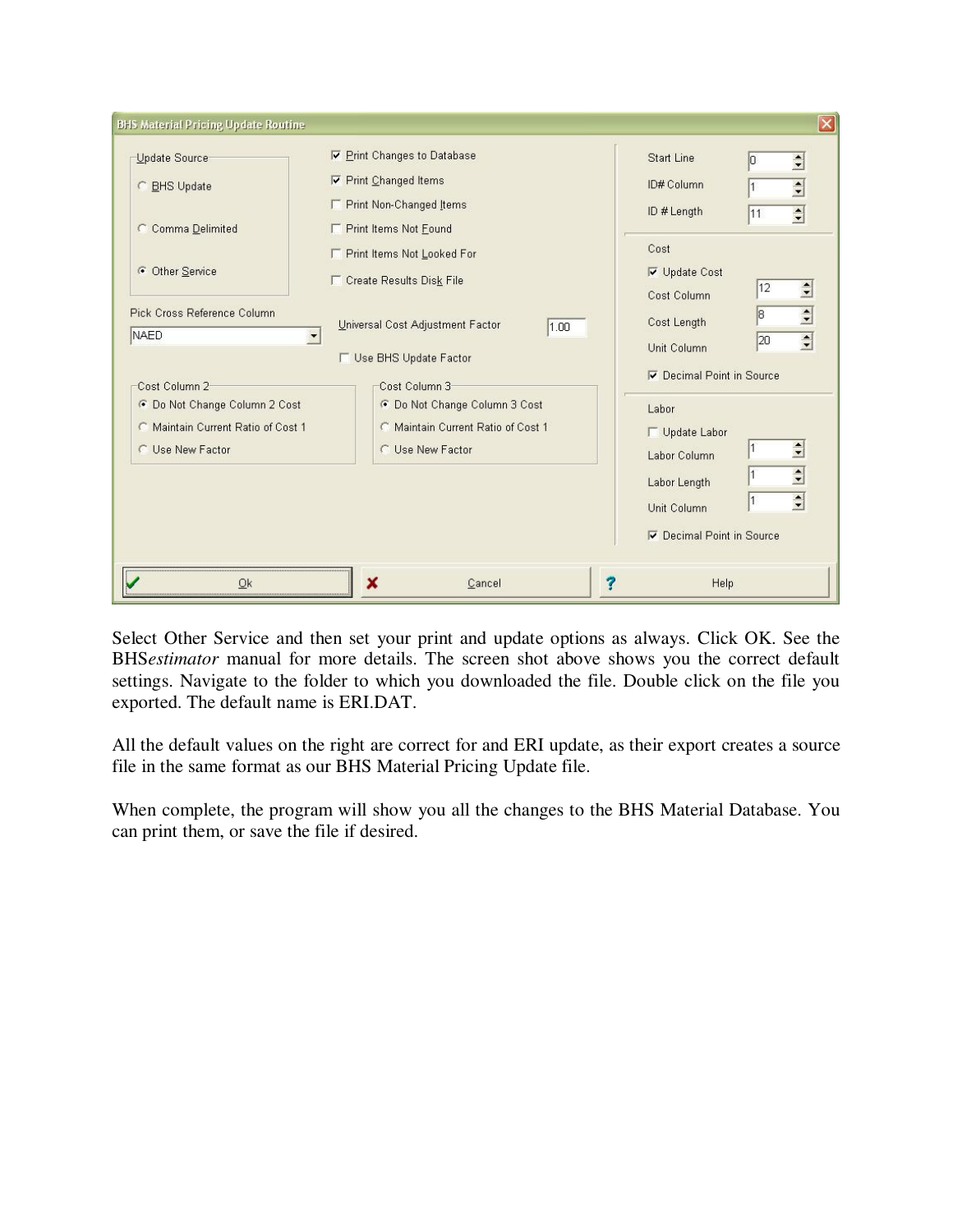Select Other Service and then set your print and update options as always. Click OK. See the BHS*estimator* manual for more details. The screen shot above shows you the correct default settings. Navigate to the folder to which you downloaded the file. Double click on the file you exported. The default name is ERI.DAT.

All the default values on the right are correct for and ERI update, as their export creates a source file in the same format as our BHS Material Pricing Update file.

When complete, the program will show you all the changes to the BHS Material Database. You can print them, or save the file if desired.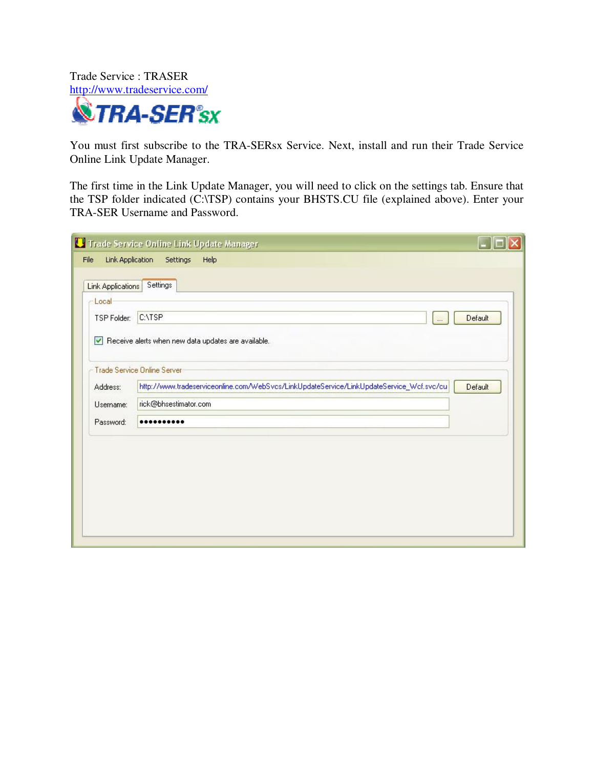Trade Service : TRASER
http://www.tradeservice.com/

TRA-SER sx

You must first subscribe to the TRA-SERsx Service. Next, install and run their Trade Service Online Link Update Manager.

The first time in the Link Update Manager, you will need to click on the settings tab. Ensure that the TSP folder indicated (C:\TSP) contains your BHSTS.CU file (explained above). Enter your TRA-SER Username and Password.

Trade Service Online Link Update Manager

File | Link Application | Settings | Help

Link Applications | Settings

Local

TSP Folder: C:\TSP ... Default

☑ Receive alerts when new data updates are available.

Trade Service Online Server

Address: http://www.tradeserviceonline.com/WebSvcs/LinkUpdateService/LinkUpdateService_Wcf.svc/cu Default

Username: rick@bhsestimator.com

Password: ●●●●●●●●●●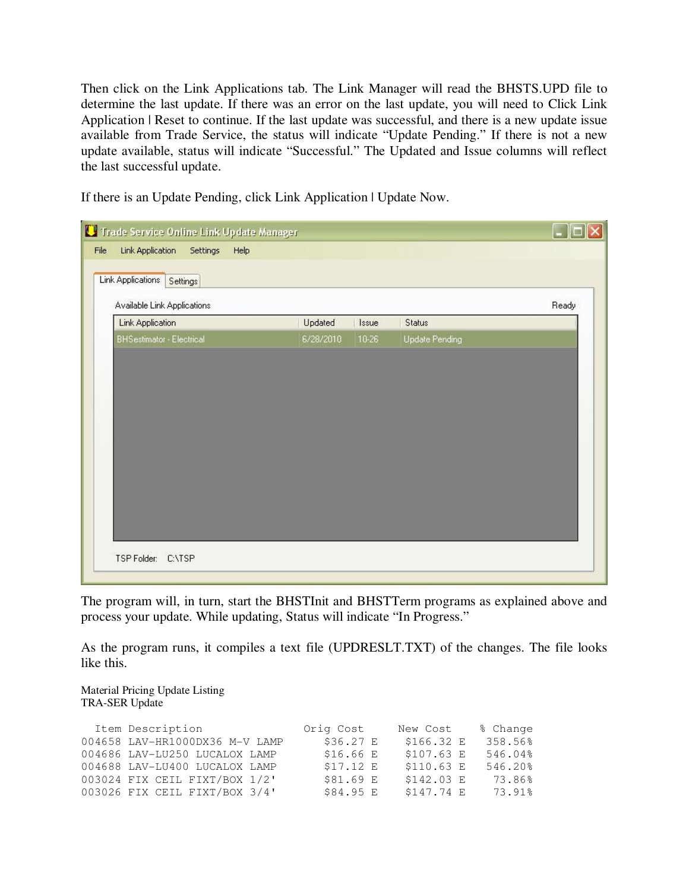Then click on the Link Applications tab. The Link Manager will read the BHSTS.UPD file to determine the last update. If there was an error on the last update, you will need to Click Link Application | Reset to continue. If the last update was successful, and there is a new update issue available from Trade Service, the status will indicate “Update Pending.” If there is not a new update available, status will indicate “Successful.” The Updated and Issue columns will reflect the last successful update.

If there is an Update Pending, click Link Application | Update Now.

The program will, in turn, start the BHSTInit and BHSTTerm programs as explained above and process your update. While updating, Status will indicate “In Progress.”

As the program runs, it compiles a text file (UPDRESLT.TXT) of the changes. The file looks like this.

Material Pricing Update Listing
TRA-SER Update

```
  Item Description                 Orig Cost     New Cost    % Change
004658 LAV-HR1000DX36 M-V LAMP       $36.27 E    $166.32 E    358.56%
004686 LAV-LU250 LUCALOX LAMP        $16.66 E    $107.63 E    546.04%
004688 LAV-LU400 LUCALOX LAMP        $17.12 E    $110.63 E    546.20%
003024 FIX CEIL FIXT/BOX 1/2'        $81.69 E    $142.03 E     73.86%
003026 FIX CEIL FIXT/BOX 3/4'        $84.95 E    $147.74 E     73.91%
```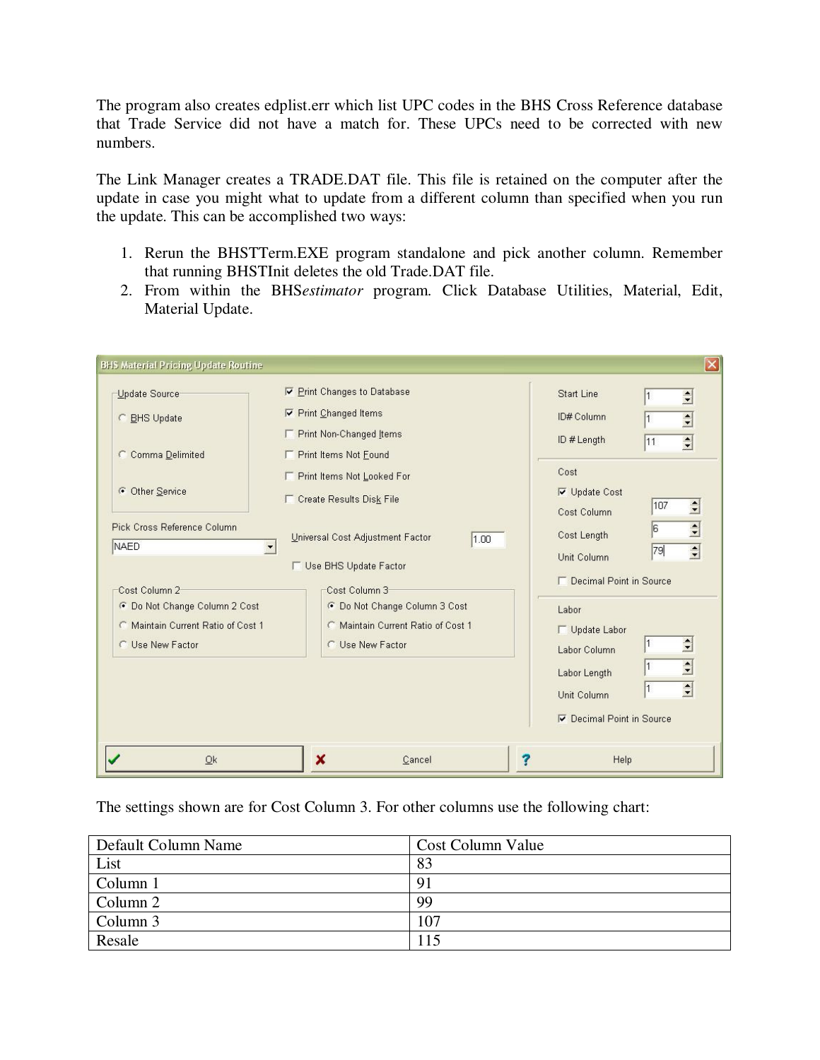The program also creates edplist.err which list UPC codes in the BHS Cross Reference database that Trade Service did not have a match for. These UPCs need to be corrected with new numbers.

The Link Manager creates a TRADE.DAT file. This file is retained on the computer after the update in case you might what to update from a different column than specified when you run the update. This can be accomplished two ways:

1. Rerun the BHSTTerm.EXE program standalone and pick another column. Remember that running BHSTInit deletes the old Trade.DAT file.
2. From within the BHS*estimator* program. Click Database Utilities, Material, Edit, Material Update.

The settings shown are for Cost Column 3. For other columns use the following chart:

| Default Column Name | Cost Column Value |
|---|---|
| List | 83 |
| Column 1 | 91 |
| Column 2 | 99 |
| Column 3 | 107 |
| Resale | 115 |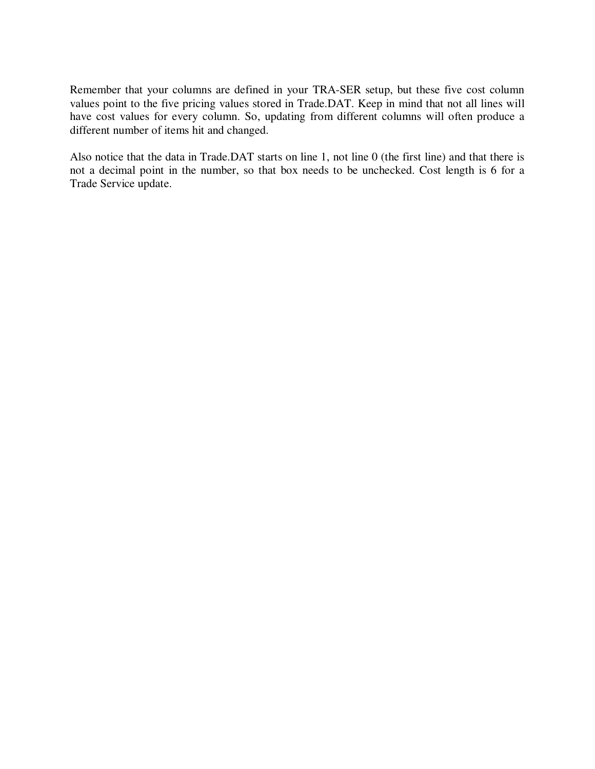Remember that your columns are defined in your TRA-SER setup, but these five cost column values point to the five pricing values stored in Trade.DAT. Keep in mind that not all lines will have cost values for every column. So, updating from different columns will often produce a different number of items hit and changed.

Also notice that the data in Trade.DAT starts on line 1, not line 0 (the first line) and that there is not a decimal point in the number, so that box needs to be unchecked. Cost length is 6 for a Trade Service update.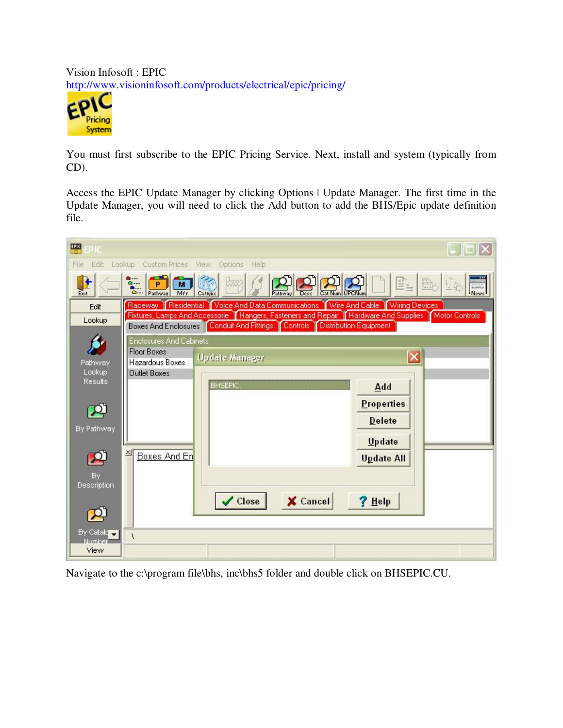Vision Infosoft : EPIC
http://www.visioninfosoft.com/products/electrical/epic/pricing/

You must first subscribe to the EPIC Pricing Service. Next, install and system (typically from CD).

Access the EPIC Update Manager by clicking Options | Update Manager. The first time in the Update Manager, you will need to click the Add button to add the BHS/Epic update definition file.

Navigate to the c:\program file\bhs, inc\bhs5 folder and double click on BHSEPIC.CU.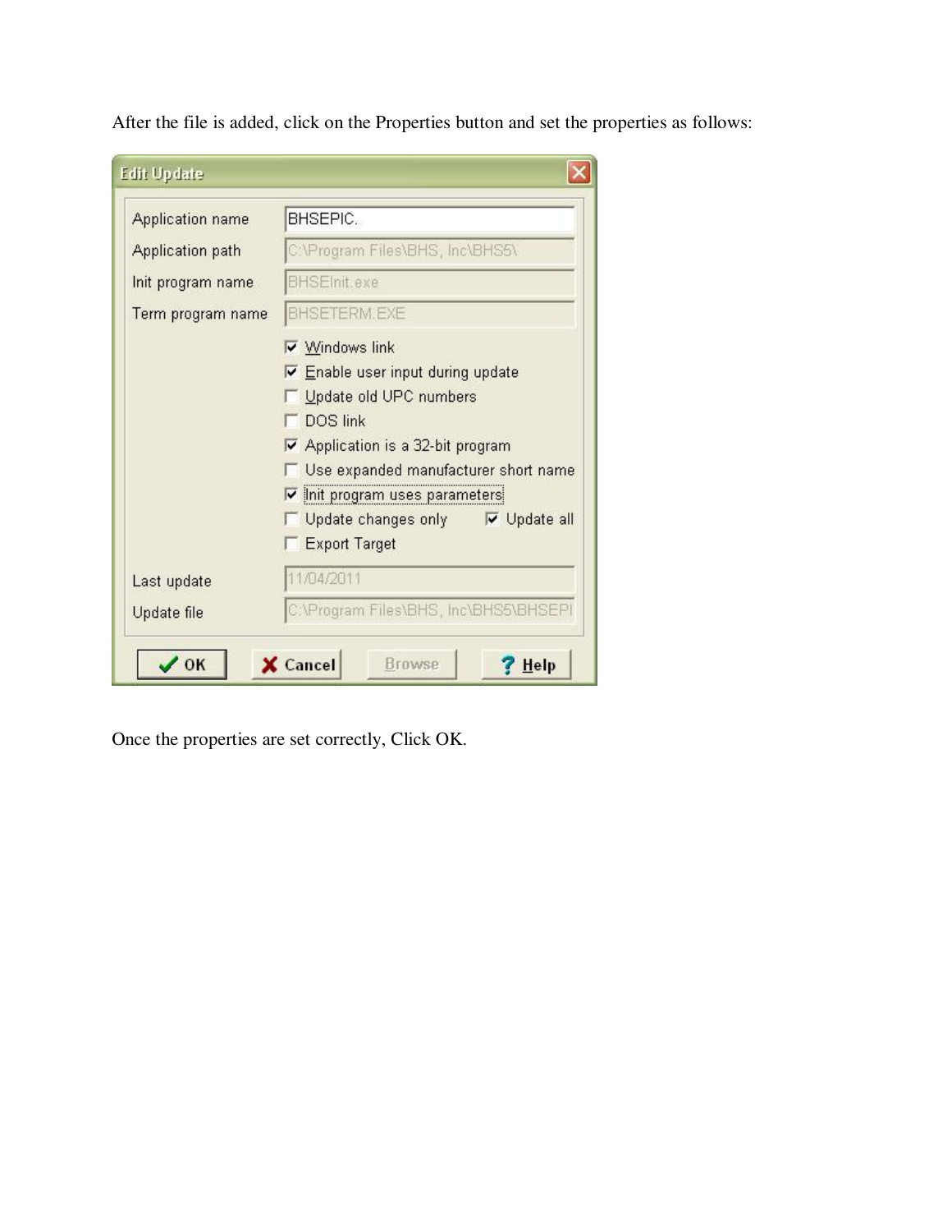After the file is added, click on the Properties button and set the properties as follows:

**Edit Update**

| | |
|---|---|
| Application name | BHSEPIC. |
| Application path | C:\Program Files\BHS, Inc\BHS5\ |
| Init program name | BHSEInit.exe |
| Term program name | BHSETERM.EXE |

- [x] Windows link
- [x] Enable user input during update
- [ ] Update old UPC numbers
- [ ] DOS link
- [x] Application is a 32-bit program
- [ ] Use expanded manufacturer short name
- [x] Init program uses parameters
- [ ] Update changes only
- [x] Update all
- [ ] Export Target

| | |
|---|---|
| Last update | 11/04/2011 |
| Update file | C:\Program Files\BHS, Inc\BHS5\BHSEPI |

OK | Cancel | Browse | Help

Once the properties are set correctly, Click OK.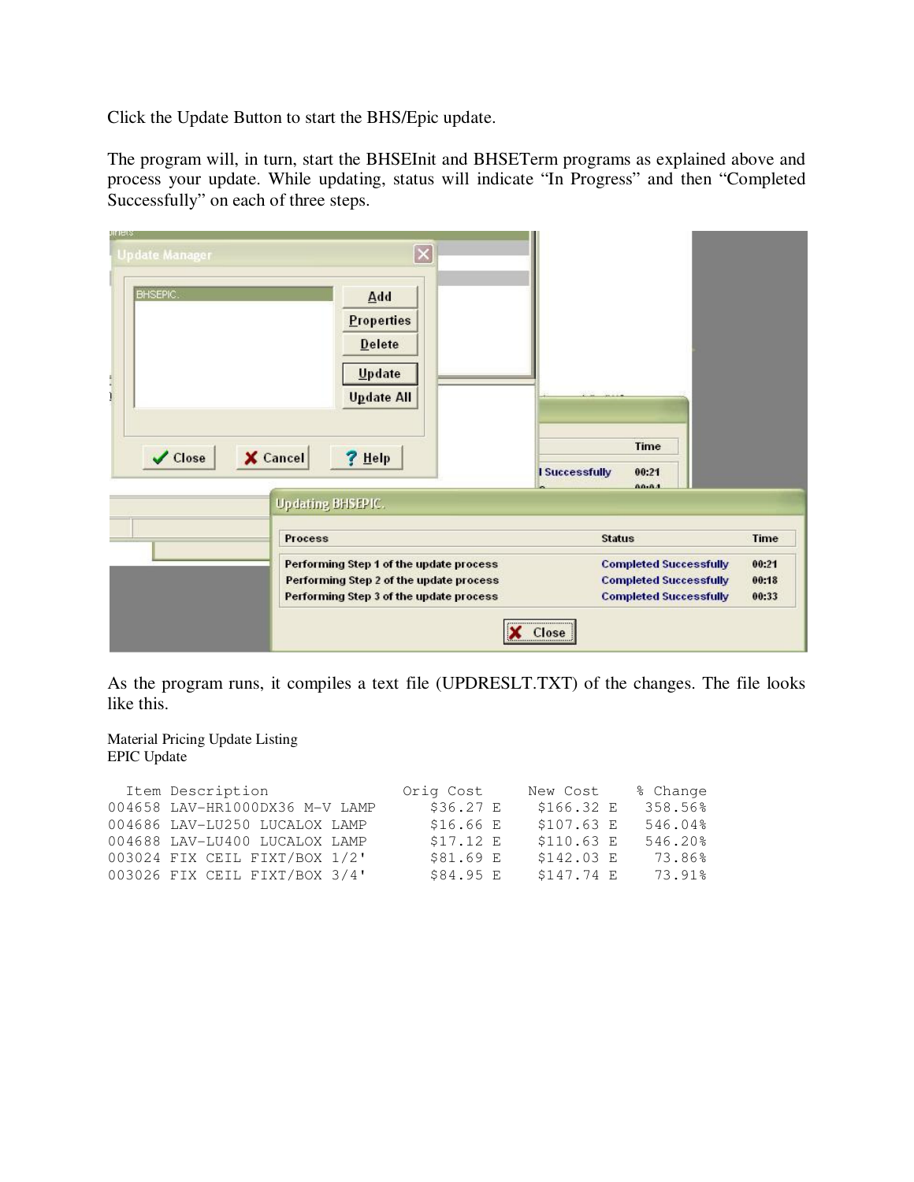Click the Update Button to start the BHS/Epic update.

The program will, in turn, start the BHSEInit and BHSETerm programs as explained above and process your update. While updating, status will indicate "In Progress" and then "Completed Successfully" on each of three steps.

As the program runs, it compiles a text file (UPDRESLT.TXT) of the changes. The file looks like this.

```
Material Pricing Update Listing
EPIC Update

  Item Description                 Orig Cost     New Cost    % Change
004658 LAV-HR1000DX36 M-V LAMP        $36.27 E    $166.32 E   358.56%
004686 LAV-LU250 LUCALOX LAMP         $16.66 E    $107.63 E   546.04%
004688 LAV-LU400 LUCALOX LAMP         $17.12 E    $110.63 E   546.20%
003024 FIX CEIL FIXT/BOX 1/2'         $81.69 E    $142.03 E    73.86%
003026 FIX CEIL FIXT/BOX 3/4'         $84.95 E    $147.74 E    73.91%
```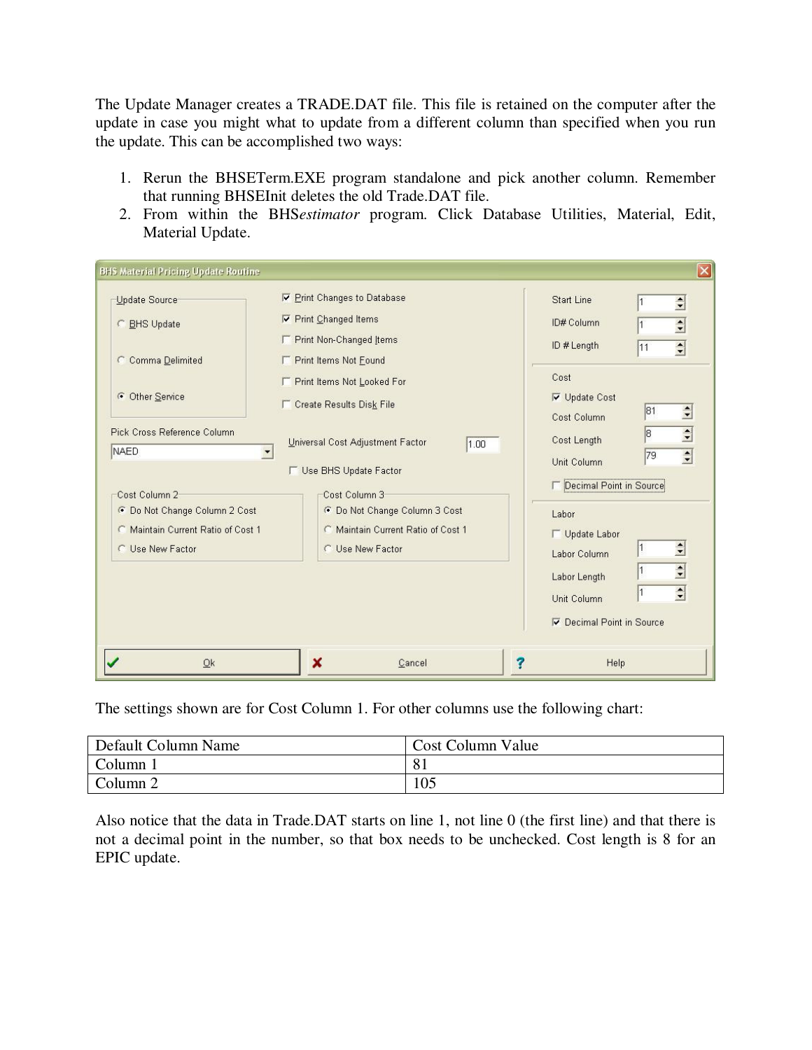The Update Manager creates a TRADE.DAT file. This file is retained on the computer after the update in case you might what to update from a different column than specified when you run the update. This can be accomplished two ways:

1. Rerun the BHSETerm.EXE program standalone and pick another column. Remember that running BHSEInit deletes the old Trade.DAT file.
2. From within the BHS*estimator* program. Click Database Utilities, Material, Edit, Material Update.

The settings shown are for Cost Column 1. For other columns use the following chart:

| Default Column Name | Cost Column Value |
|---|---|
| Column 1 | 81 |
| Column 2 | 105 |

Also notice that the data in Trade.DAT starts on line 1, not line 0 (the first line) and that there is not a decimal point in the number, so that box needs to be unchecked. Cost length is 8 for an EPIC update.